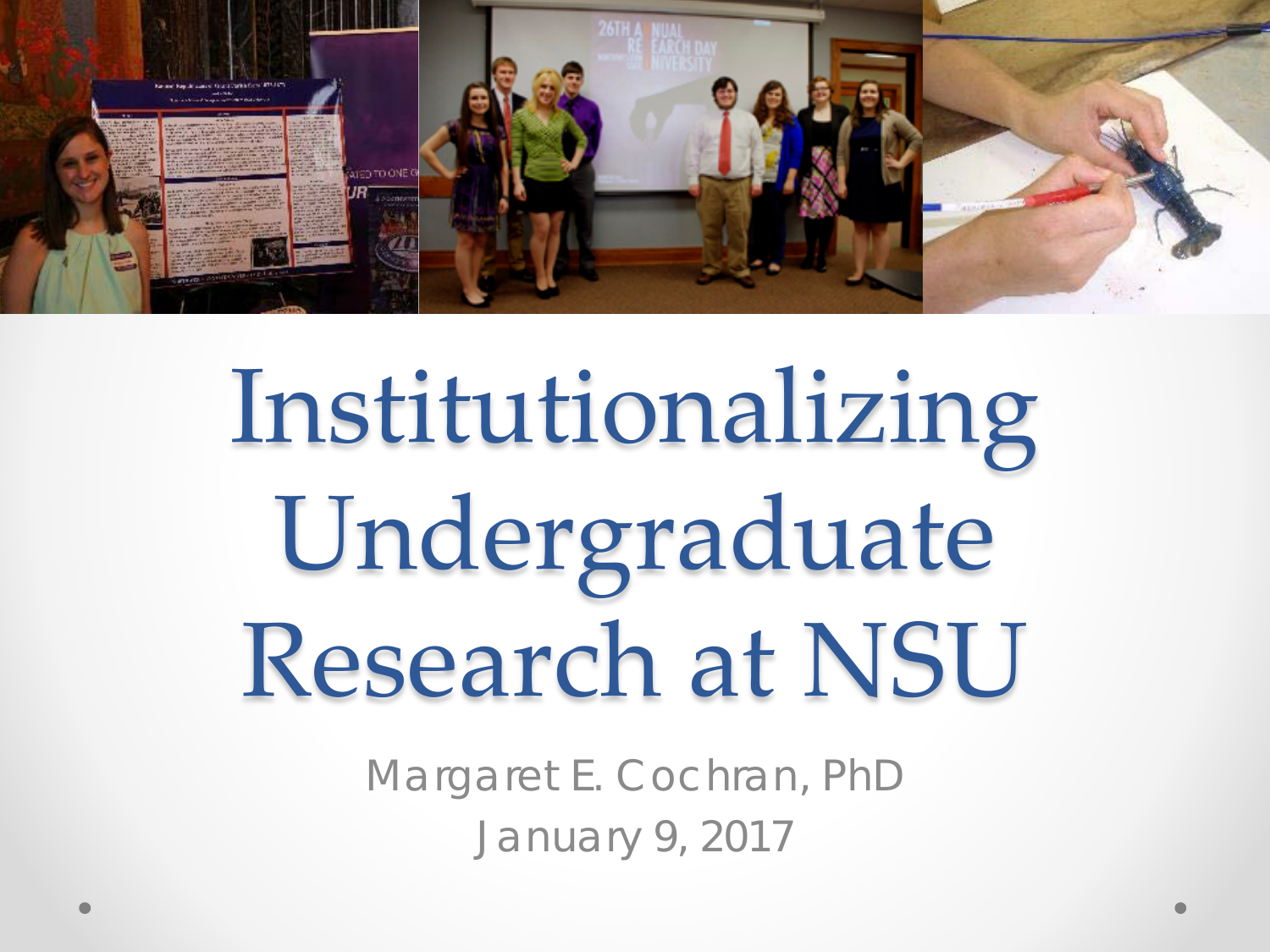# Institutionalizing Undergraduate Research at NSU

Margaret E. Cochran, PhD

January 9, 2017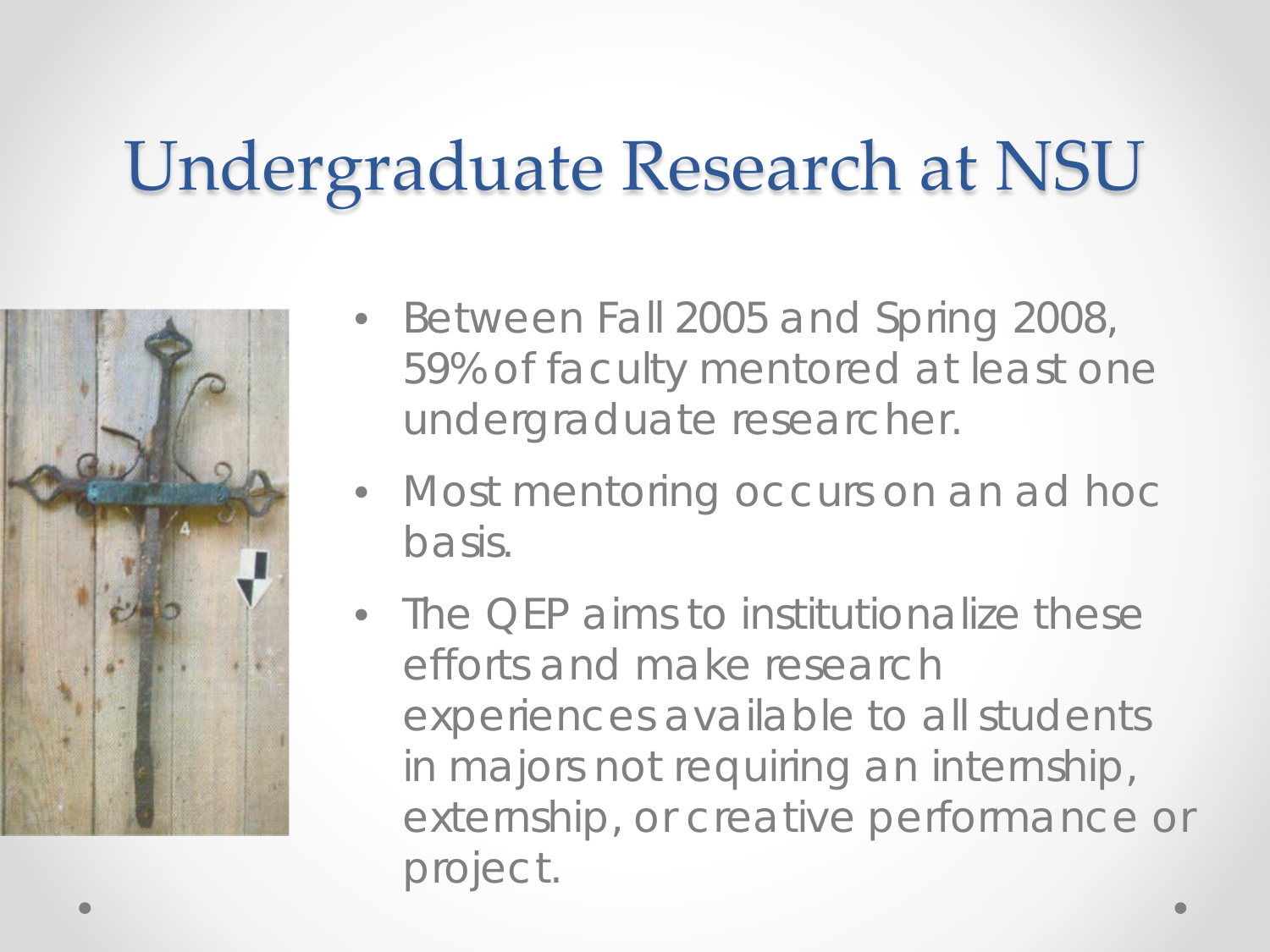# Undergraduate Research at NSU

- Between Fall 2005 and Spring 2008, 59% of faculty mentored at least one undergraduate researcher.
- Most mentoring occurs on an ad hoc basis.
- The QEP aims to institutionalize these efforts and make research experiences available to all students in majors not requiring an internship, externship, or creative performance or project.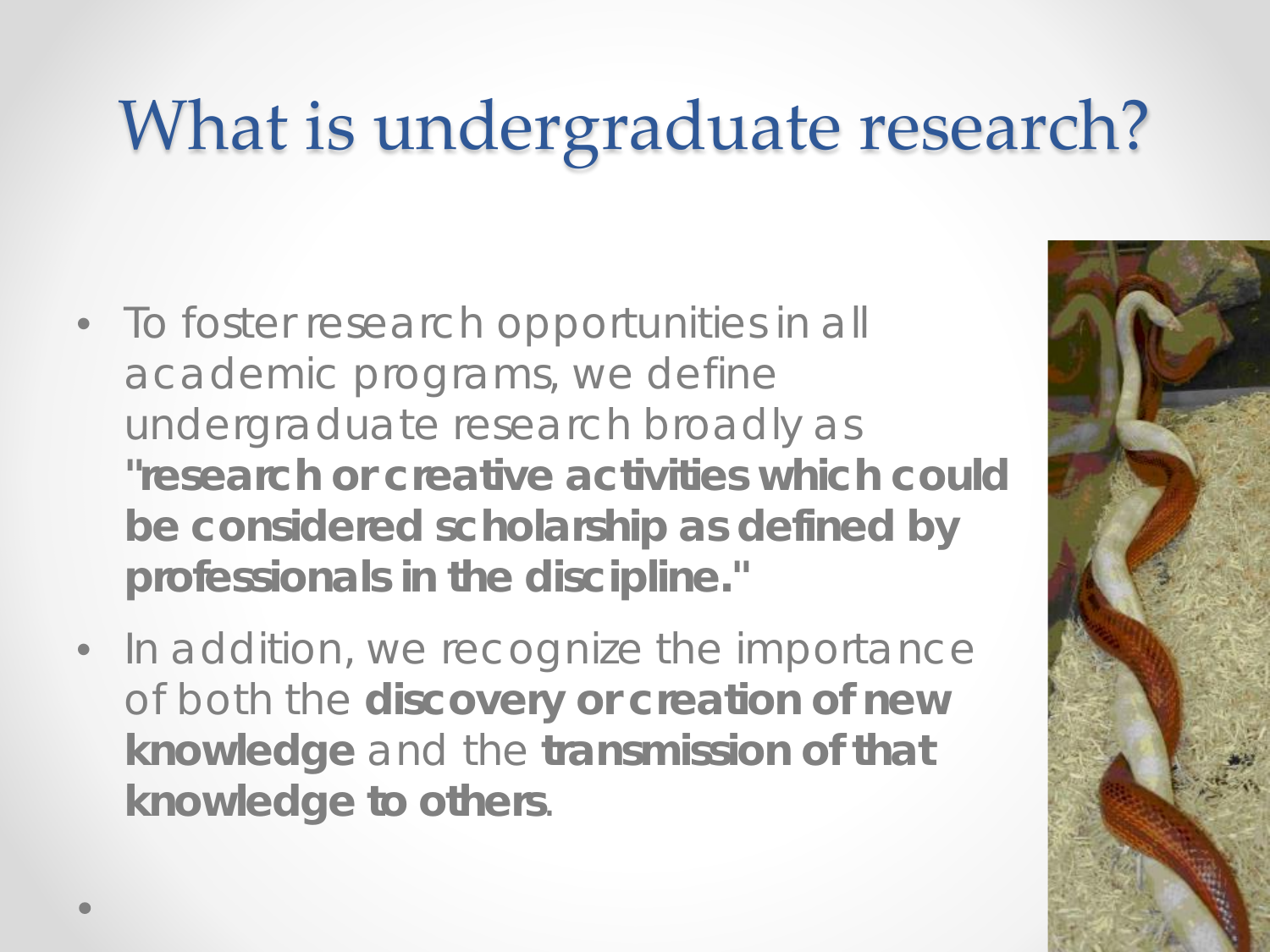# What is undergraduate research?

- To foster research opportunities in all academic programs, we define undergraduate research broadly as **"research or creative activities which could be considered scholarship as defined by professionals in the discipline."**
- In addition, we recognize the importance of both the **discovery or creation of new knowledge** and the **transmission of that knowledge to others**.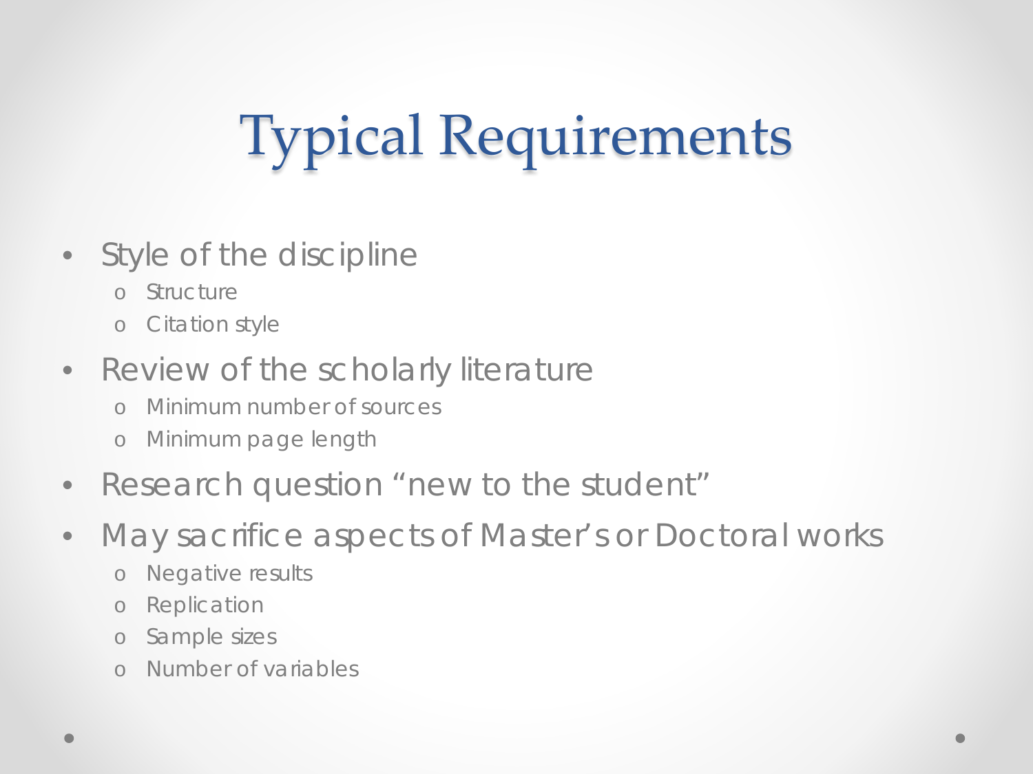# Typical Requirements

- Style of the discipline
  - Structure
  - Citation style
- Review of the scholarly literature
  - Minimum number of sources
  - Minimum page length
- Research question "new to the student"
- May sacrifice aspects of Master's or Doctoral works
  - Negative results
  - Replication
  - Sample sizes
  - Number of variables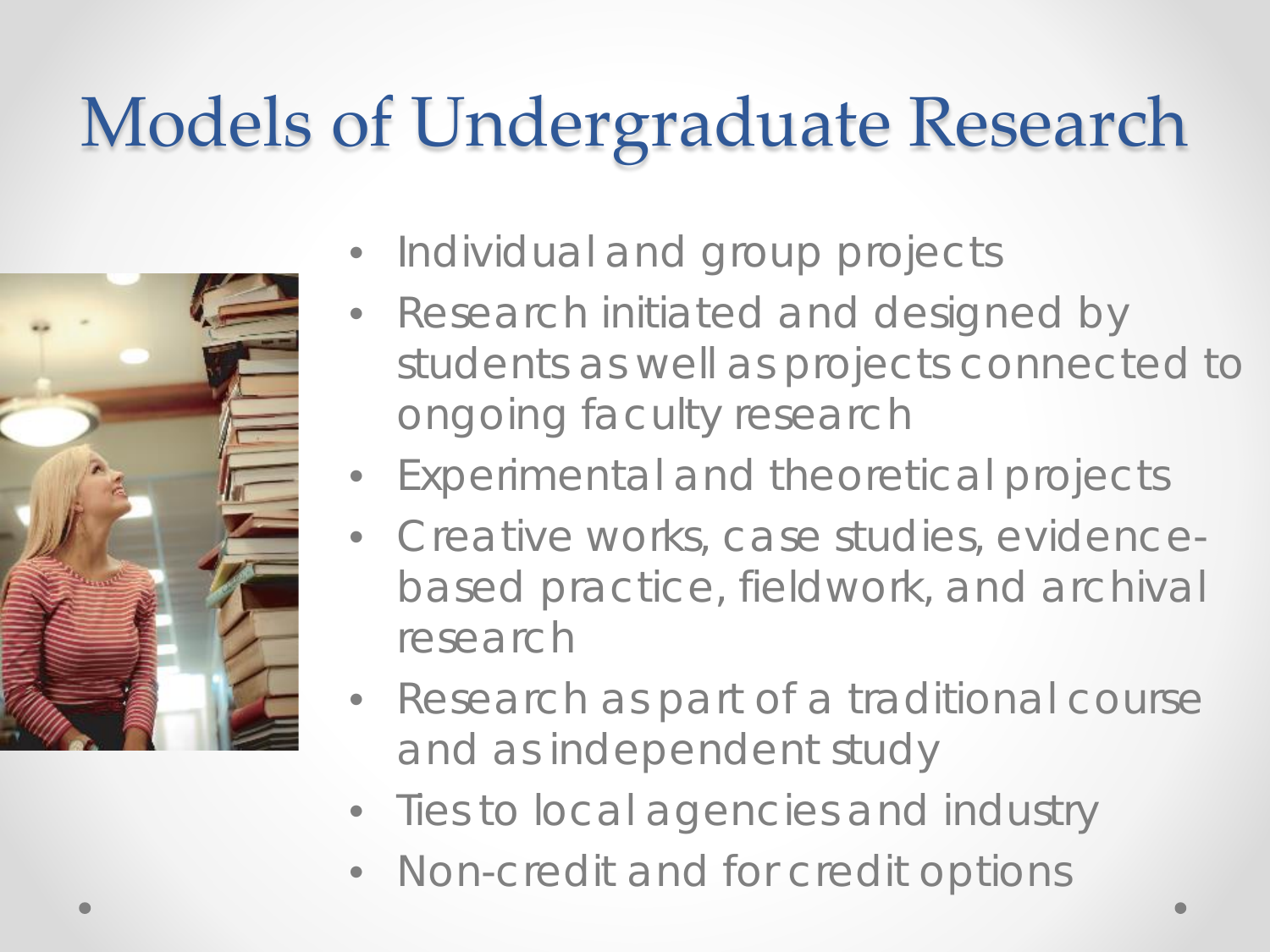# Models of Undergraduate Research

- Individual and group projects
- Research initiated and designed by students as well as projects connected to ongoing faculty research
- Experimental and theoretical projects
- Creative works, case studies, evidence-based practice, fieldwork, and archival research
- Research as part of a traditional course and as independent study
- Ties to local agencies and industry
- Non-credit and for credit options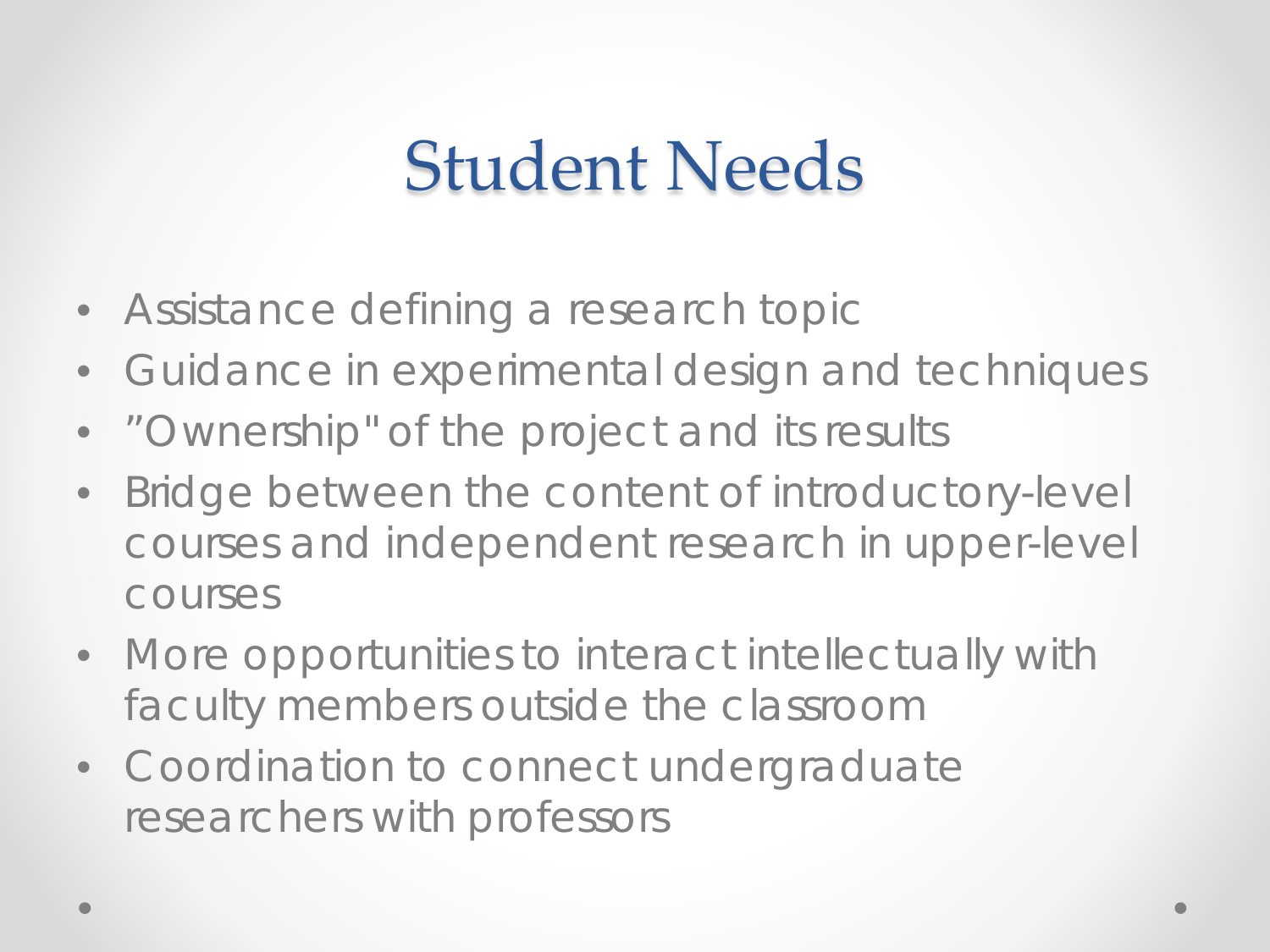# Student Needs

- Assistance defining a research topic
- Guidance in experimental design and techniques
- "Ownership" of the project and its results
- Bridge between the content of introductory-level courses and independent research in upper-level courses
- More opportunities to interact intellectually with faculty members outside the classroom
- Coordination to connect undergraduate researchers with professors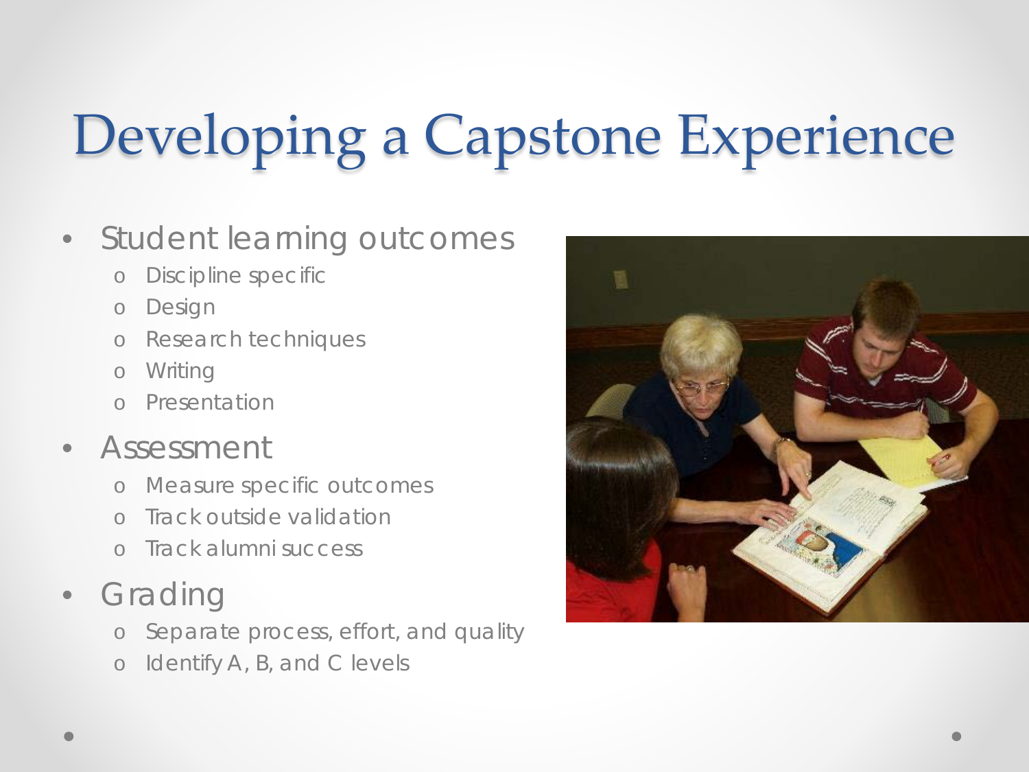# Developing a Capstone Experience

- Student learning outcomes
  - Discipline specific
  - Design
  - Research techniques
  - Writing
  - Presentation
- Assessment
  - Measure specific outcomes
  - Track outside validation
  - Track alumni success
- Grading
  - Separate process, effort, and quality
  - Identify A, B, and C levels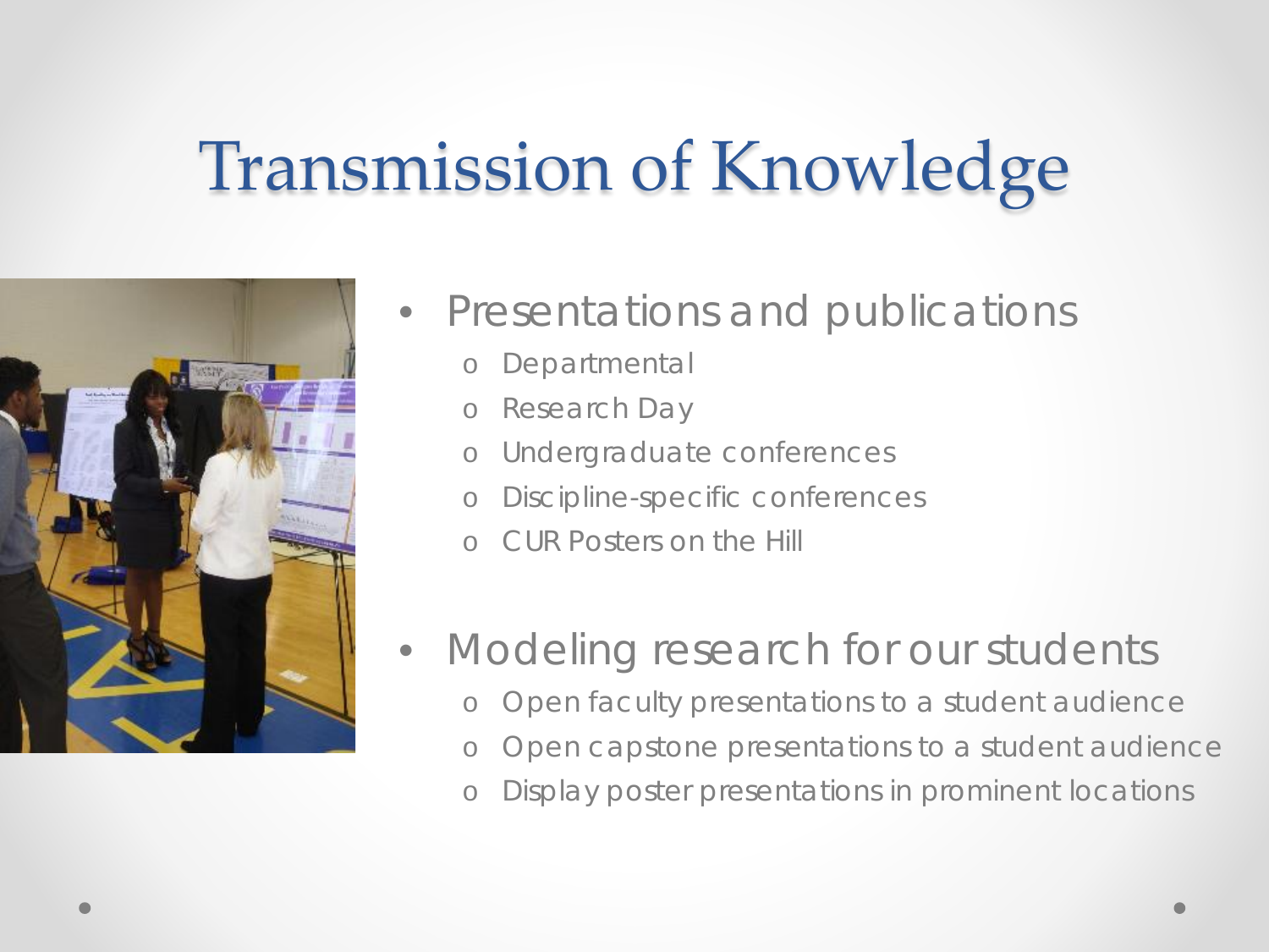# Transmission of Knowledge

- Presentations and publications
  - Departmental
  - Research Day
  - Undergraduate conferences
  - Discipline-specific conferences
  - CUR Posters on the Hill

- Modeling research for our students
  - Open faculty presentations to a student audience
  - Open capstone presentations to a student audience
  - Display poster presentations in prominent locations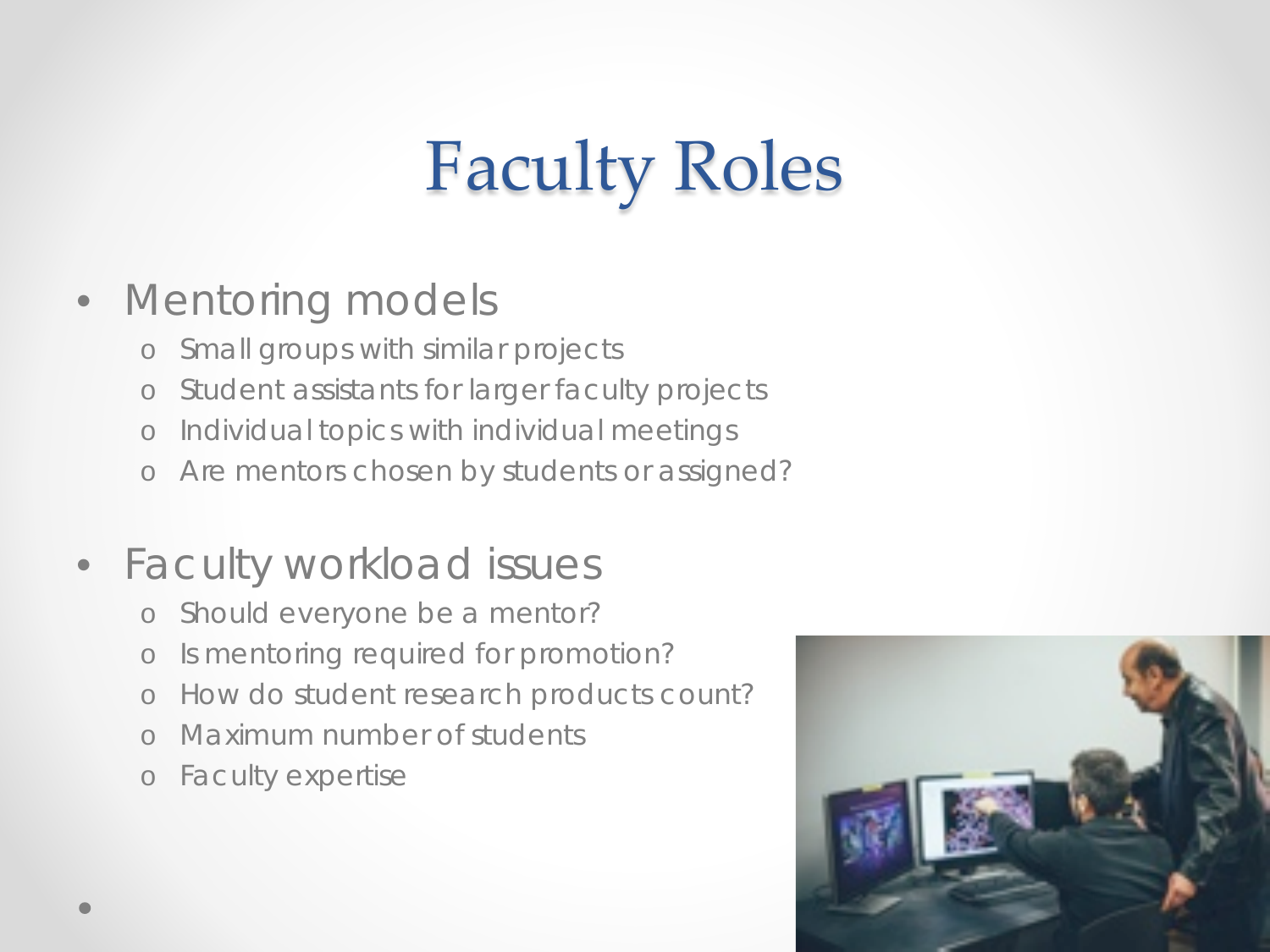# Faculty Roles

- Mentoring models
  - Small groups with similar projects
  - Student assistants for larger faculty projects
  - Individual topics with individual meetings
  - Are mentors chosen by students or assigned?
- Faculty workload issues
  - Should everyone be a mentor?
  - Is mentoring required for promotion?
  - How do student research products count?
  - Maximum number of students
  - Faculty expertise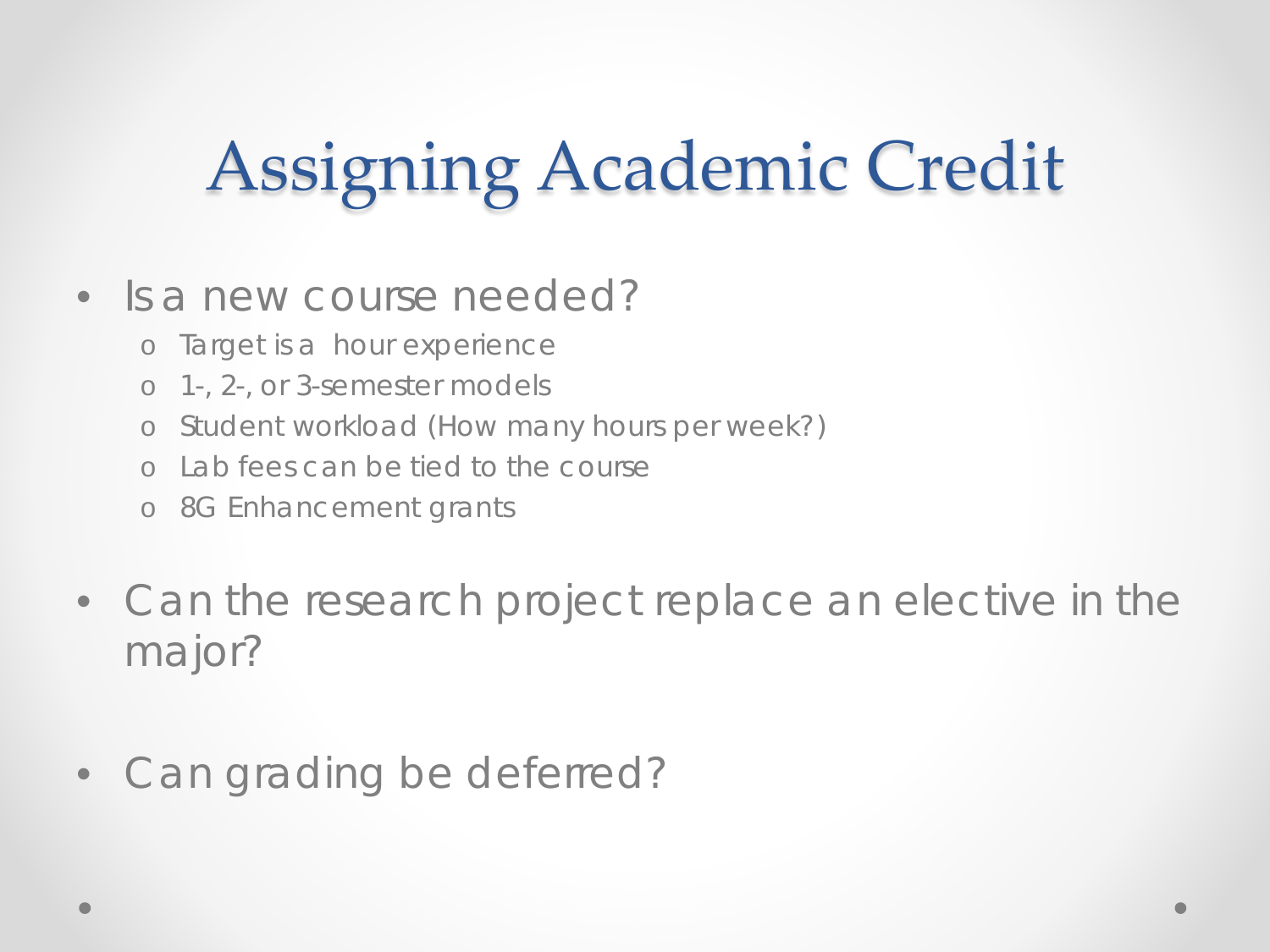# Assigning Academic Credit

- Is a new course needed?
  - Target is a hour experience
  - 1-, 2-, or 3-semester models
  - Student workload (How many hours per week?)
  - Lab fees can be tied to the course
  - 8G Enhancement grants
- Can the research project replace an elective in the major?
- Can grading be deferred?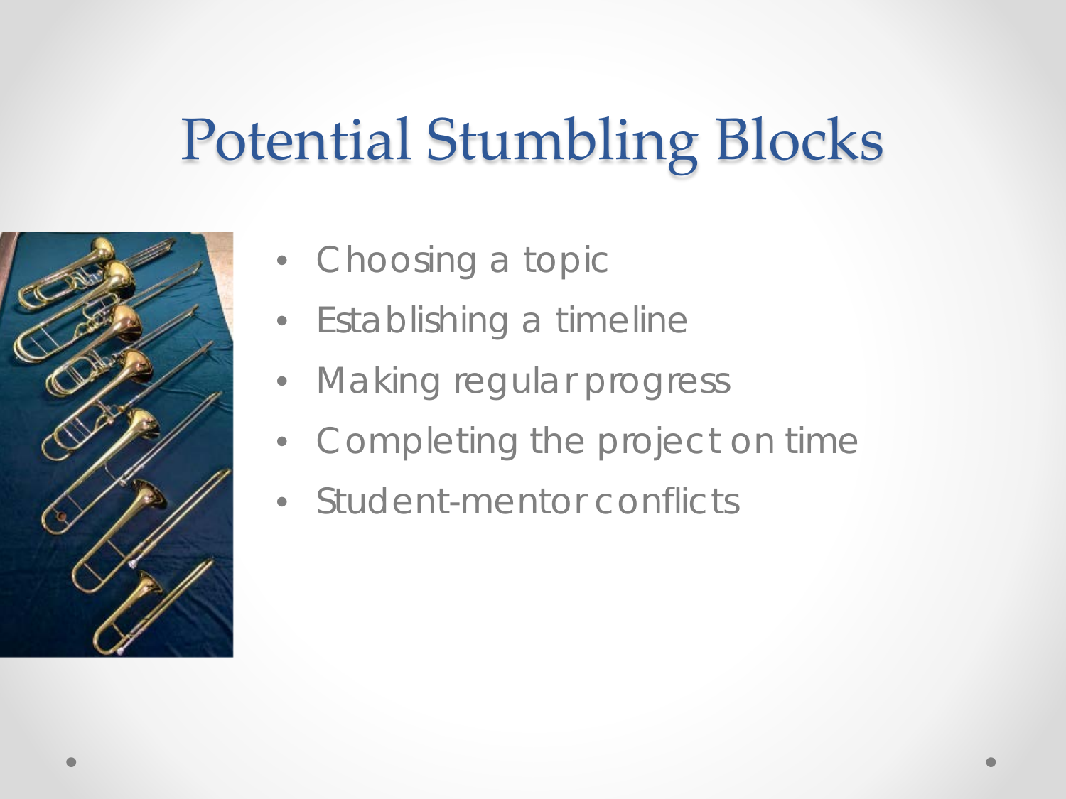# Potential Stumbling Blocks

- Choosing a topic
- Establishing a timeline
- Making regular progress
- Completing the project on time
- Student-mentor conflicts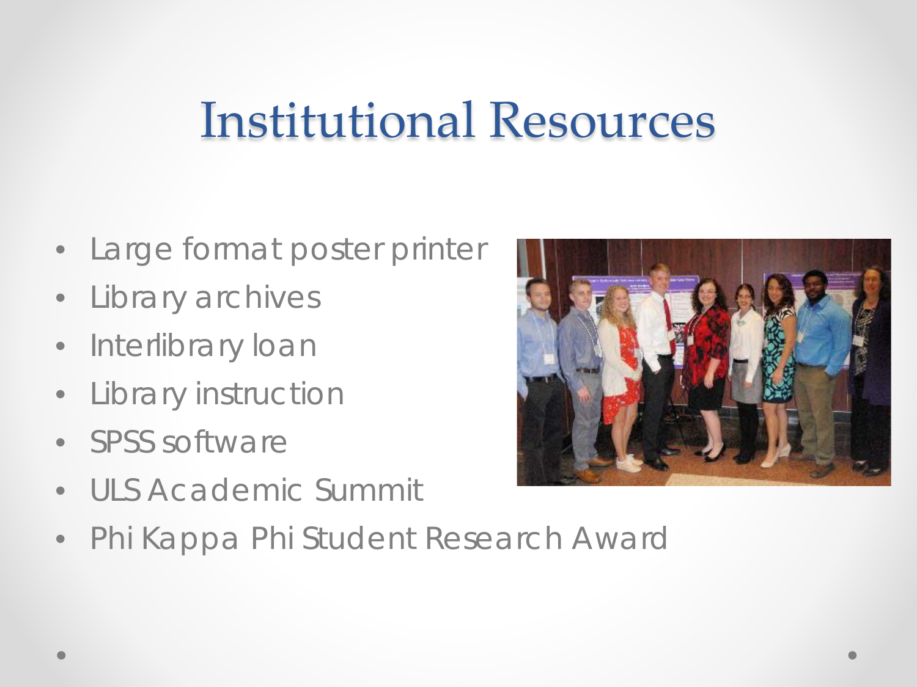# Institutional Resources

- Large format poster printer
- Library archives
- Interlibrary loan
- Library instruction
- SPSS software
- ULS Academic Summit
- Phi Kappa Phi Student Research Award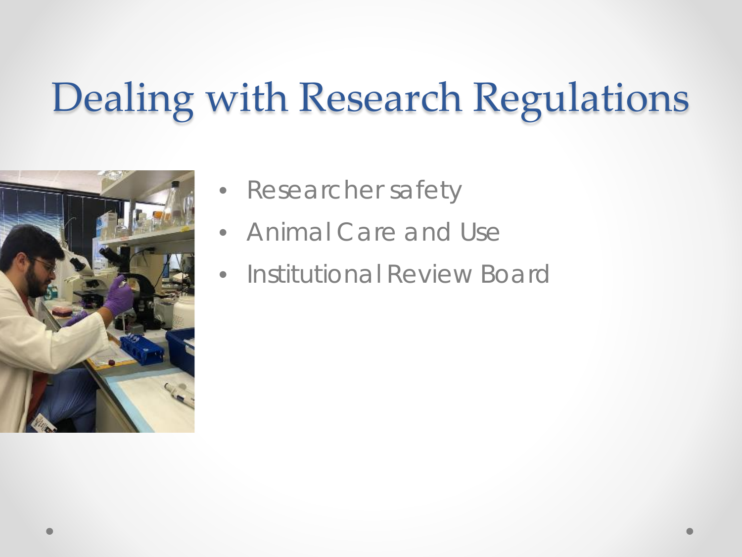# Dealing with Research Regulations

- Researcher safety
- Animal Care and Use
- Institutional Review Board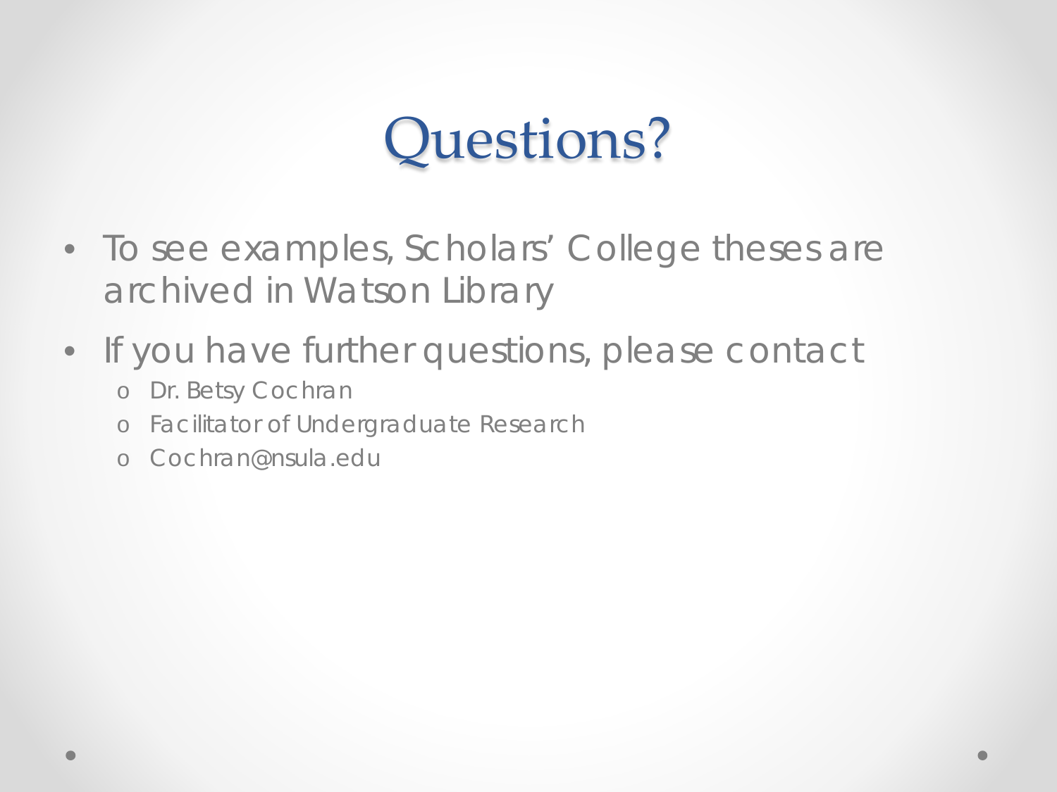# Questions?

- To see examples, Scholars' College theses are archived in Watson Library
- If you have further questions, please contact
  - Dr. Betsy Cochran
  - Facilitator of Undergraduate Research
  - Cochran@nsula.edu